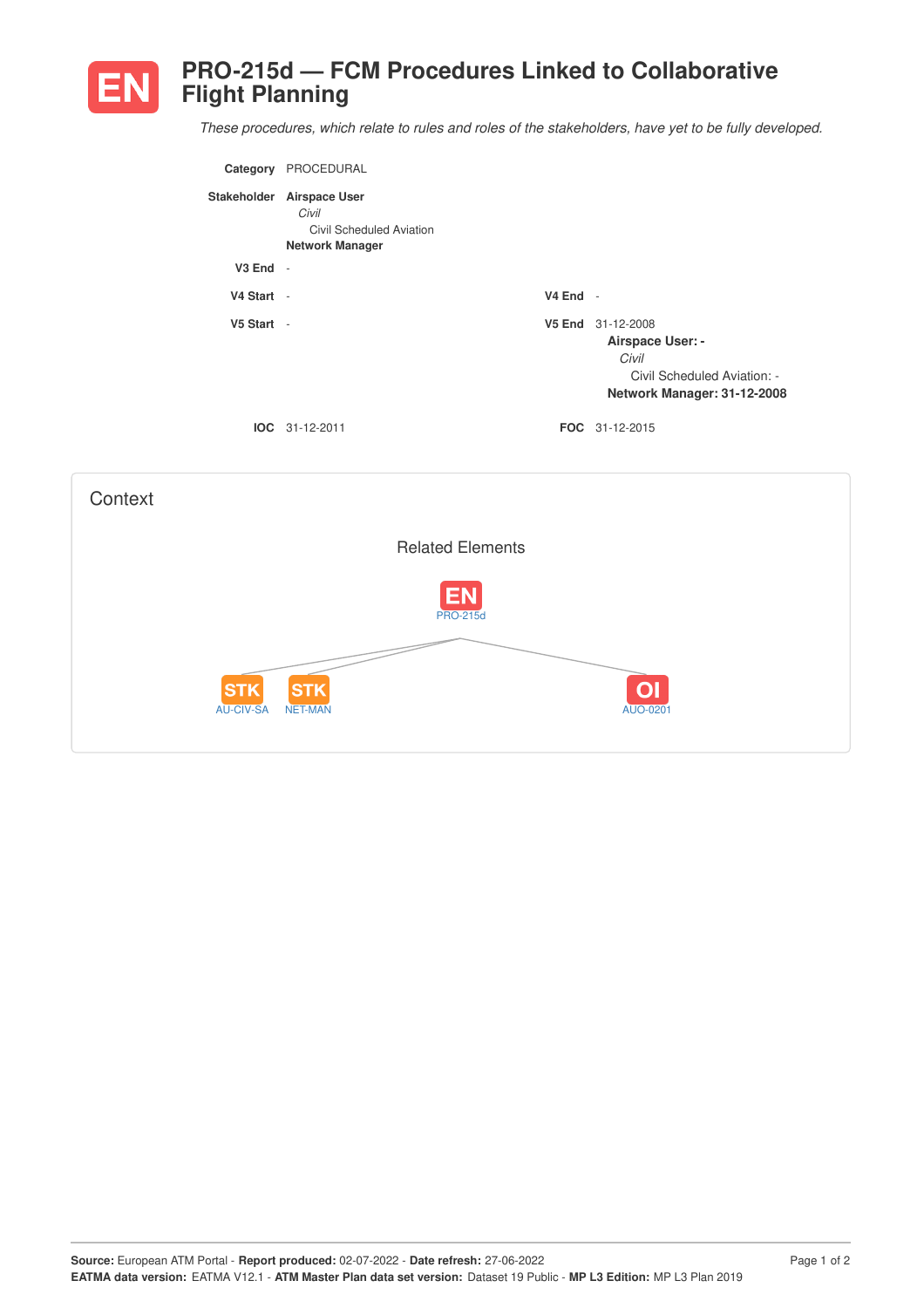# EN PRO-215d — FCM Procedures Linked to Collaborative Flight Planning

*These procedures, which relate to rules and roles of the stakeholders, have yet to be fully developed.*

**Category** PROCEDURAL

**Stakeholder** **Airspace User**
*Civil*
Civil Scheduled Aviation
**Network Manager**

**V3 End** -

**V4 Start** -

**V4 End** -

**V5 Start** -

**V5 End** 31-12-2008
**Airspace User: -**
*Civil*
Civil Scheduled Aviation: -
**Network Manager: 31-12-2008**

**IOC** 31-12-2011

**FOC** 31-12-2015

## Context

### Related Elements

EN PRO-215d

STK AU-CIV-SA

STK NET-MAN

OI AUO-0201

**Source:** European ATM Portal - **Report produced:** 02-07-2022 - **Date refresh:** 27-06-2022
**EATMA data version:** EATMA V12.1 - **ATM Master Plan data set version:** Dataset 19 Public - **MP L3 Edition:** MP L3 Plan 2019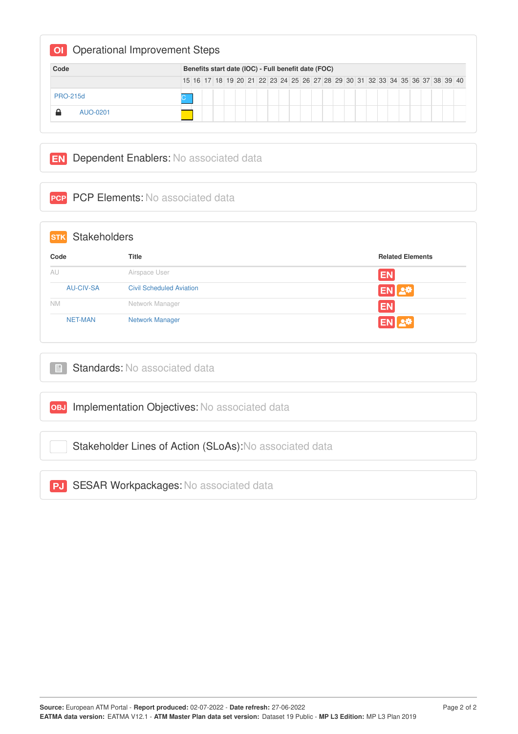## OI Operational Improvement Steps

| Code | Benefits start date (IOC) - Full benefit date (FOC) | | | | | | | | | | | | | | | | | | | | | | | | | |
|---|---|---|---|---|---|---|---|---|---|---|---|---|---|---|---|---|---|---|---|---|---|---|---|---|---|---|
| | 15 | 16 | 17 | 18 | 19 | 20 | 21 | 22 | 23 | 24 | 25 | 26 | 27 | 28 | 29 | 30 | 31 | 32 | 33 | 34 | 35 | 36 | 37 | 38 | 39 | 40 |
| PRO-215d | C | | | | | | | | | | | | | | | | | | | | | | | | | |
| AUO-0201 | | | | | | | | | | | | | | | | | | | | | | | | | | |

## EN Dependent Enablers: No associated data

## PCP PCP Elements: No associated data

## STK Stakeholders

| Code | Title | Related Elements |
|---|---|---|
| AU | Airspace User | EN |
| AU-CIV-SA | Civil Scheduled Aviation | EN |
| NM | Network Manager | EN |
| NET-MAN | Network Manager | EN |

## Standards: No associated data

## OBJ Implementation Objectives: No associated data

## Stakeholder Lines of Action (SLoAs): No associated data

## PJ SESAR Workpackages: No associated data

**Source:** European ATM Portal - **Report produced:** 02-07-2022 - **Date refresh:** 27-06-2022
**EATMA data version:** EATMA V12.1 - **ATM Master Plan data set version:** Dataset 19 Public - **MP L3 Edition:** MP L3 Plan 2019